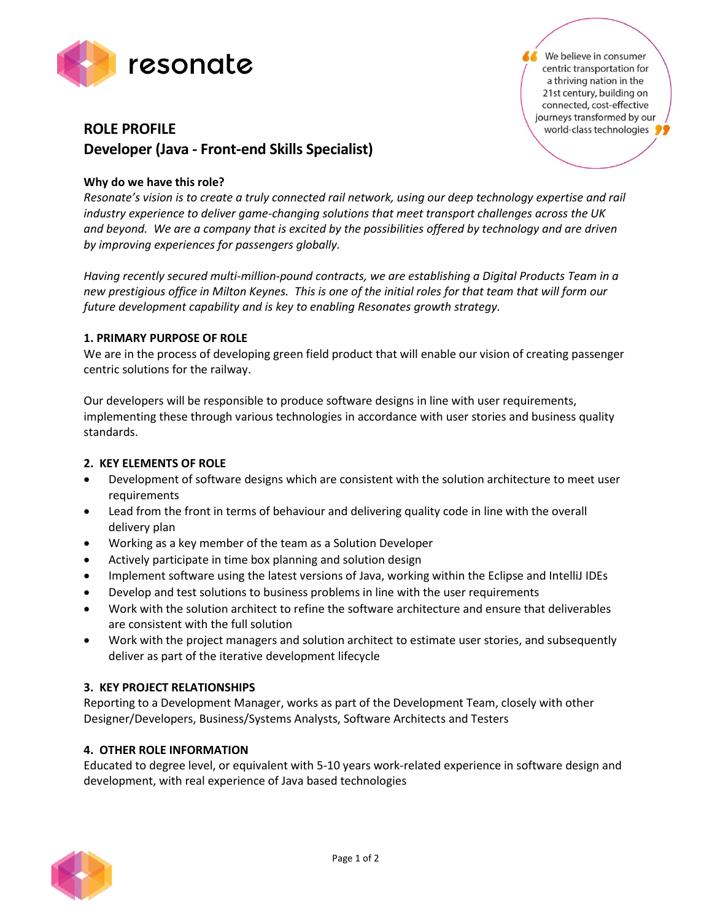resonate

> We believe in consumer centric transportation for a thriving nation in the 21st century, building on connected, cost-effective journeys transformed by our world-class technologies

# ROLE PROFILE
## Developer (Java - Front-end Skills Specialist)

**Why do we have this role?**

*Resonate's vision is to create a truly connected rail network, using our deep technology expertise and rail industry experience to deliver game-changing solutions that meet transport challenges across the UK and beyond. We are a company that is excited by the possibilities offered by technology and are driven by improving experiences for passengers globally.*

*Having recently secured multi-million-pound contracts, we are establishing a Digital Products Team in a new prestigious office in Milton Keynes. This is one of the initial roles for that team that will form our future development capability and is key to enabling Resonates growth strategy.*

### 1. PRIMARY PURPOSE OF ROLE

We are in the process of developing green field product that will enable our vision of creating passenger centric solutions for the railway.

Our developers will be responsible to produce software designs in line with user requirements, implementing these through various technologies in accordance with user stories and business quality standards.

### 2. KEY ELEMENTS OF ROLE

- Development of software designs which are consistent with the solution architecture to meet user requirements
- Lead from the front in terms of behaviour and delivering quality code in line with the overall delivery plan
- Working as a key member of the team as a Solution Developer
- Actively participate in time box planning and solution design
- Implement software using the latest versions of Java, working within the Eclipse and IntelliJ IDEs
- Develop and test solutions to business problems in line with the user requirements
- Work with the solution architect to refine the software architecture and ensure that deliverables are consistent with the full solution
- Work with the project managers and solution architect to estimate user stories, and subsequently deliver as part of the iterative development lifecycle

### 3. KEY PROJECT RELATIONSHIPS

Reporting to a Development Manager, works as part of the Development Team, closely with other Designer/Developers, Business/Systems Analysts, Software Architects and Testers

### 4. OTHER ROLE INFORMATION

Educated to degree level, or equivalent with 5-10 years work-related experience in software design and development, with real experience of Java based technologies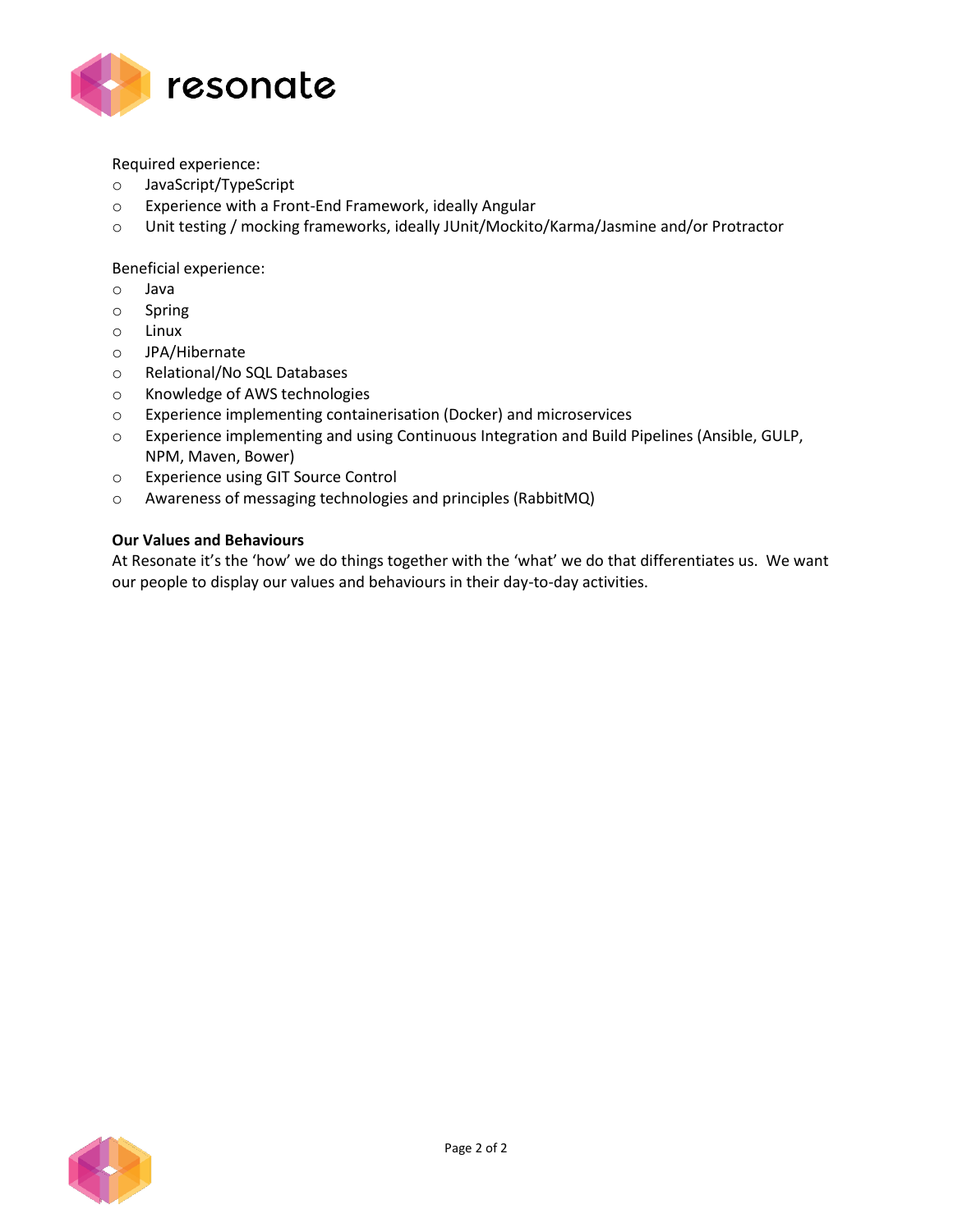Required experience:

- JavaScript/TypeScript
- Experience with a Front-End Framework, ideally Angular
- Unit testing / mocking frameworks, ideally JUnit/Mockito/Karma/Jasmine and/or Protractor

Beneficial experience:

- Java
- Spring
- Linux
- JPA/Hibernate
- Relational/No SQL Databases
- Knowledge of AWS technologies
- Experience implementing containerisation (Docker) and microservices
- Experience implementing and using Continuous Integration and Build Pipelines (Ansible, GULP, NPM, Maven, Bower)
- Experience using GIT Source Control
- Awareness of messaging technologies and principles (RabbitMQ)

**Our Values and Behaviours**

At Resonate it's the 'how' we do things together with the 'what' we do that differentiates us. We want our people to display our values and behaviours in their day-to-day activities.